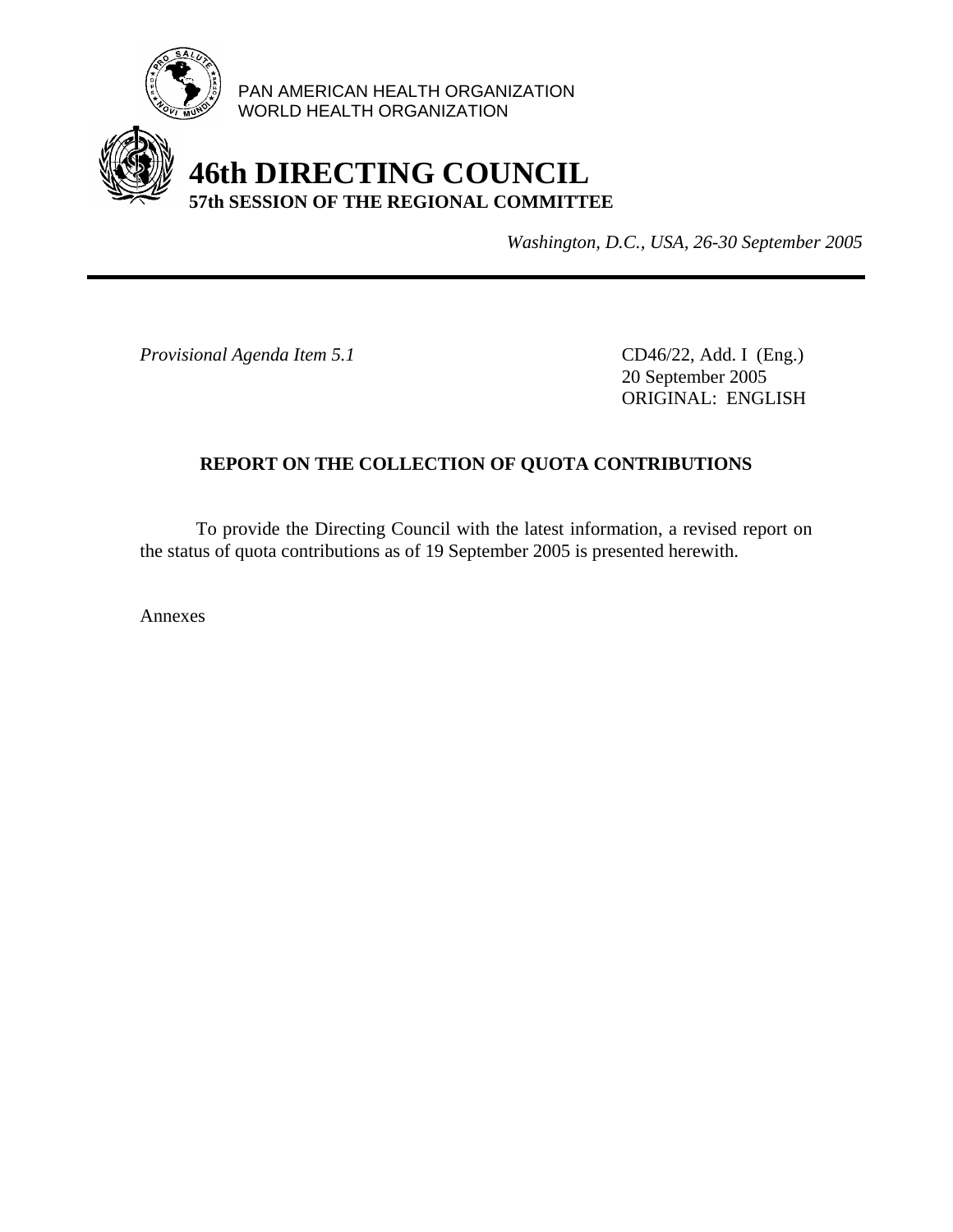PAN AMERICAN HEALTH ORGANIZATION
WORLD HEALTH ORGANIZATION

# 46th DIRECTING COUNCIL

**57th SESSION OF THE REGIONAL COMMITTEE**

*Washington, D.C., USA, 26-30 September 2005*

---

*Provisional Agenda Item 5.1*

CD46/22, Add. I (Eng.)
20 September 2005
ORIGINAL: ENGLISH

## REPORT ON THE COLLECTION OF QUOTA CONTRIBUTIONS

To provide the Directing Council with the latest information, a revised report on the status of quota contributions as of 19 September 2005 is presented herewith.

Annexes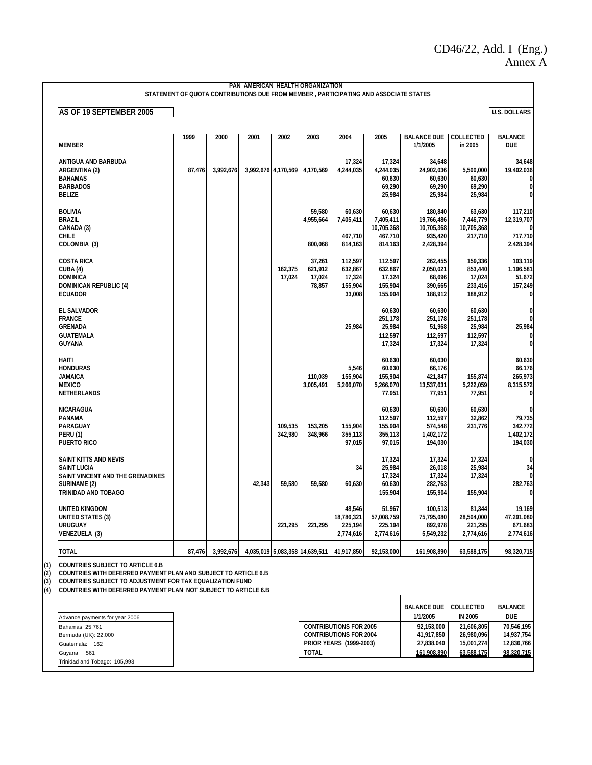CD46/22, Add. I (Eng.)
Annex A

**PAN AMERICAN HEALTH ORGANIZATION**
**STATEMENT OF QUOTA CONTRIBUTIONS DUE FROM MEMBER , PARTICIPATING AND ASSOCIATE STATES**

**AS OF 19 SEPTEMBER 2005** | **U.S. DOLLARS**

| MEMBER | 1999 | 2000 | 2001 | 2002 | 2003 | 2004 | 2005 | BALANCE DUE 1/1/2005 | COLLECTED in 2005 | BALANCE DUE |
|---|---|---|---|---|---|---|---|---|---|---|
| ANTIGUA AND BARBUDA | | | | | | 17,324 | 17,324 | 34,648 | | 34,648 |
| ARGENTINA (2) | 87,476 | 3,992,676 | 3,992,676 | 4,170,569 | 4,170,569 | 4,244,035 | 4,244,035 | 24,902,036 | 5,500,000 | 19,402,036 |
| BAHAMAS | | | | | | | 60,630 | 60,630 | 60,630 | 0 |
| BARBADOS | | | | | | | 69,290 | 69,290 | 69,290 | 0 |
| BELIZE | | | | | | | 25,984 | 25,984 | 25,984 | 0 |
| BOLIVIA | | | | | 59,580 | 60,630 | 60,630 | 180,840 | 63,630 | 117,210 |
| BRAZIL | | | | | 4,955,664 | 7,405,411 | 7,405,411 | 19,766,486 | 7,446,779 | 12,319,707 |
| CANADA (3) | | | | | | | 10,705,368 | 10,705,368 | 10,705,368 | 0 |
| CHILE | | | | | | 467,710 | 467,710 | 935,420 | 217,710 | 717,710 |
| COLOMBIA (3) | | | | | 800,068 | 814,163 | 814,163 | 2,428,394 | | 2,428,394 |
| COSTA RICA | | | | | 37,261 | 112,597 | 112,597 | 262,455 | 159,336 | 103,119 |
| CUBA (4) | | | | 162,375 | 621,912 | 632,867 | 632,867 | 2,050,021 | 853,440 | 1,196,581 |
| DOMINICA | | | | 17,024 | 17,024 | 17,324 | 17,324 | 68,696 | 17,024 | 51,672 |
| DOMINICAN REPUBLIC (4) | | | | | 78,857 | 155,904 | 155,904 | 390,665 | 233,416 | 157,249 |
| ECUADOR | | | | | | 33,008 | 155,904 | 188,912 | 188,912 | 0 |
| EL SALVADOR | | | | | | | 60,630 | 60,630 | 60,630 | 0 |
| FRANCE | | | | | | | 251,178 | 251,178 | 251,178 | 0 |
| GRENADA | | | | | | 25,984 | 25,984 | 51,968 | 25,984 | 25,984 |
| GUATEMALA | | | | | | | 112,597 | 112,597 | 112,597 | 0 |
| GUYANA | | | | | | | 17,324 | 17,324 | 17,324 | 0 |
| HAITI | | | | | | | 60,630 | 60,630 | | 60,630 |
| HONDURAS | | | | | | 5,546 | 60,630 | 66,176 | | 66,176 |
| JAMAICA | | | | | 110,039 | 155,904 | 155,904 | 421,847 | 155,874 | 265,973 |
| MEXICO | | | | | 3,005,491 | 5,266,070 | 5,266,070 | 13,537,631 | 5,222,059 | 8,315,572 |
| NETHERLANDS | | | | | | | 77,951 | 77,951 | 77,951 | 0 |
| NICARAGUA | | | | | | | 60,630 | 60,630 | 60,630 | 0 |
| PANAMA | | | | | | | 112,597 | 112,597 | 32,862 | 79,735 |
| PARAGUAY | | | | 109,535 | 153,205 | 155,904 | 155,904 | 574,548 | 231,776 | 342,772 |
| PERU (1) | | | | 342,980 | 348,966 | 355,113 | 355,113 | 1,402,172 | | 1,402,172 |
| PUERTO RICO | | | | | | 97,015 | 97,015 | 194,030 | | 194,030 |
| SAINT KITTS AND NEVIS | | | | | | | 17,324 | 17,324 | 17,324 | 0 |
| SAINT LUCIA | | | | | | 34 | 25,984 | 26,018 | 25,984 | 34 |
| SAINT VINCENT AND THE GRENADINES | | | | | | | 17,324 | 17,324 | 17,324 | 0 |
| SURINAME (2) | | | 42,343 | 59,580 | 59,580 | 60,630 | 60,630 | 282,763 | | 282,763 |
| TRINIDAD AND TOBAGO | | | | | | | 155,904 | 155,904 | 155,904 | 0 |
| UNITED KINGDOM | | | | | | 48,546 | 51,967 | 100,513 | 81,344 | 19,169 |
| UNITED STATES (3) | | | | | | 18,786,321 | 57,008,759 | 75,795,080 | 28,504,000 | 47,291,080 |
| URUGUAY | | | | 221,295 | 221,295 | 225,194 | 225,194 | 892,978 | 221,295 | 671,683 |
| VENEZUELA (3) | | | | | | 2,774,616 | 2,774,616 | 5,549,232 | 2,774,616 | 2,774,616 |
| TOTAL | 87,476 | 3,992,676 | 4,035,019 | 5,083,358 | 14,639,511 | 41,917,850 | 92,153,000 | 161,908,890 | 63,588,175 | 98,320,715 |

(1) COUNTRIES SUBJECT TO ARTICLE 6.B
(2) COUNTRIES WITH DEFERRED PAYMENT PLAN AND SUBJECT TO ARTICLE 6.B
(3) COUNTRIES SUBJECT TO ADJUSTMENT FOR TAX EQUALIZATION FUND
(4) COUNTRIES WITH DEFERRED PAYMENT PLAN NOT SUBJECT TO ARTICLE 6.B

| Advance payments for year 2006 |
|---|
| Bahamas: 25,761 |
| Bermuda (UK): 22,000 |
| Guatemala: 162 |
| Guyana: 561 |
| Trinidad and Tobago: 105,993 |

| | BALANCE DUE 1/1/2005 | COLLECTED IN 2005 | BALANCE DUE |
|---|---|---|---|
| CONTRIBUTIONS FOR 2005 | 92,153,000 | 21,606,805 | 70,546,195 |
| CONTRIBUTIONS FOR 2004 | 41,917,850 | 26,980,096 | 14,937,754 |
| PRIOR YEARS (1999-2003) | 27,838,040 | 15,001,274 | 12,836,766 |
| TOTAL | 161,908,890 | 63,588,175 | 98,320,715 |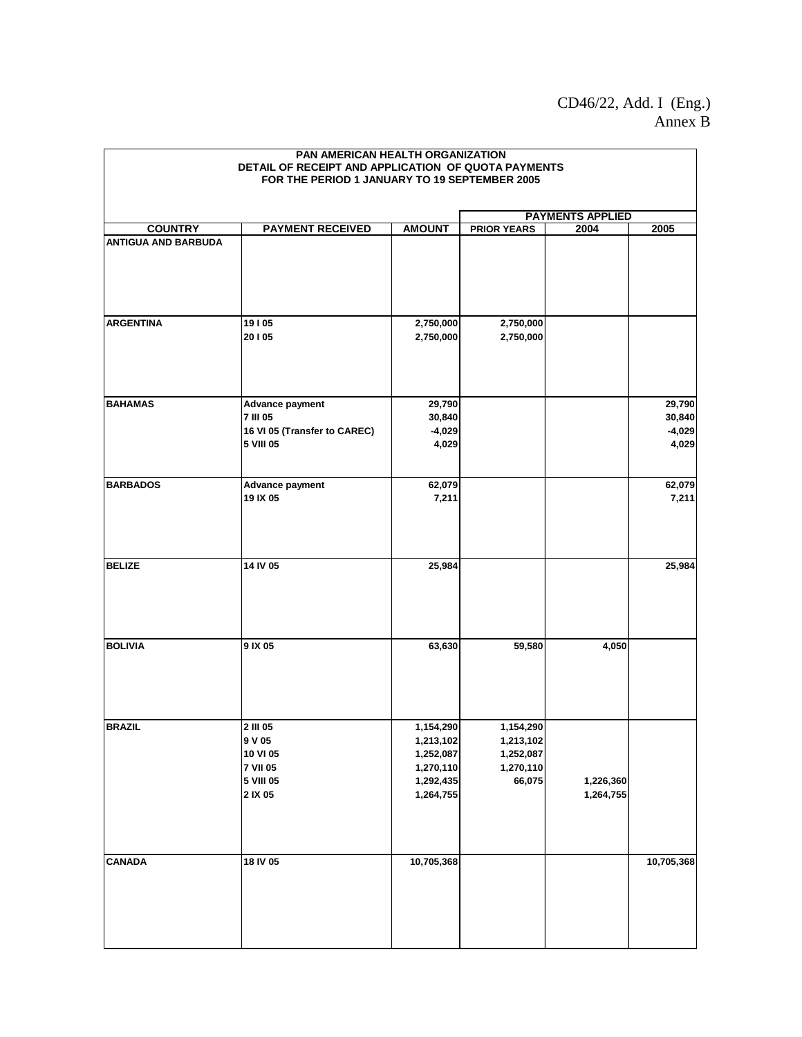CD46/22, Add. I (Eng.)
Annex B

**PAN AMERICAN HEALTH ORGANIZATION**
**DETAIL OF RECEIPT AND APPLICATION OF QUOTA PAYMENTS**
**FOR THE PERIOD 1 JANUARY TO 19 SEPTEMBER 2005**

| COUNTRY | PAYMENT RECEIVED | AMOUNT | PAYMENTS APPLIED PRIOR YEARS | 2004 | 2005 |
|---|---|---|---|---|---|
| ANTIGUA AND BARBUDA | | | | | |
| ARGENTINA | 19 I 05 | 2,750,000 | 2,750,000 | | |
| | 20 I 05 | 2,750,000 | 2,750,000 | | |
| BAHAMAS | Advance payment | 29,790 | | | 29,790 |
| | 7 III 05 | 30,840 | | | 30,840 |
| | 16 VI 05 (Transfer to CAREC) | -4,029 | | | -4,029 |
| | 5 VIII 05 | 4,029 | | | 4,029 |
| BARBADOS | Advance payment | 62,079 | | | 62,079 |
| | 19 IX 05 | 7,211 | | | 7,211 |
| BELIZE | 14 IV 05 | 25,984 | | | 25,984 |
| BOLIVIA | 9 IX 05 | 63,630 | 59,580 | 4,050 | |
| BRAZIL | 2 III 05 | 1,154,290 | 1,154,290 | | |
| | 9 V 05 | 1,213,102 | 1,213,102 | | |
| | 10 VI 05 | 1,252,087 | 1,252,087 | | |
| | 7 VII 05 | 1,270,110 | 1,270,110 | | |
| | 5 VIII 05 | 1,292,435 | 66,075 | 1,226,360 | |
| | 2 IX 05 | 1,264,755 | | 1,264,755 | |
| CANADA | 18 IV 05 | 10,705,368 | | | 10,705,368 |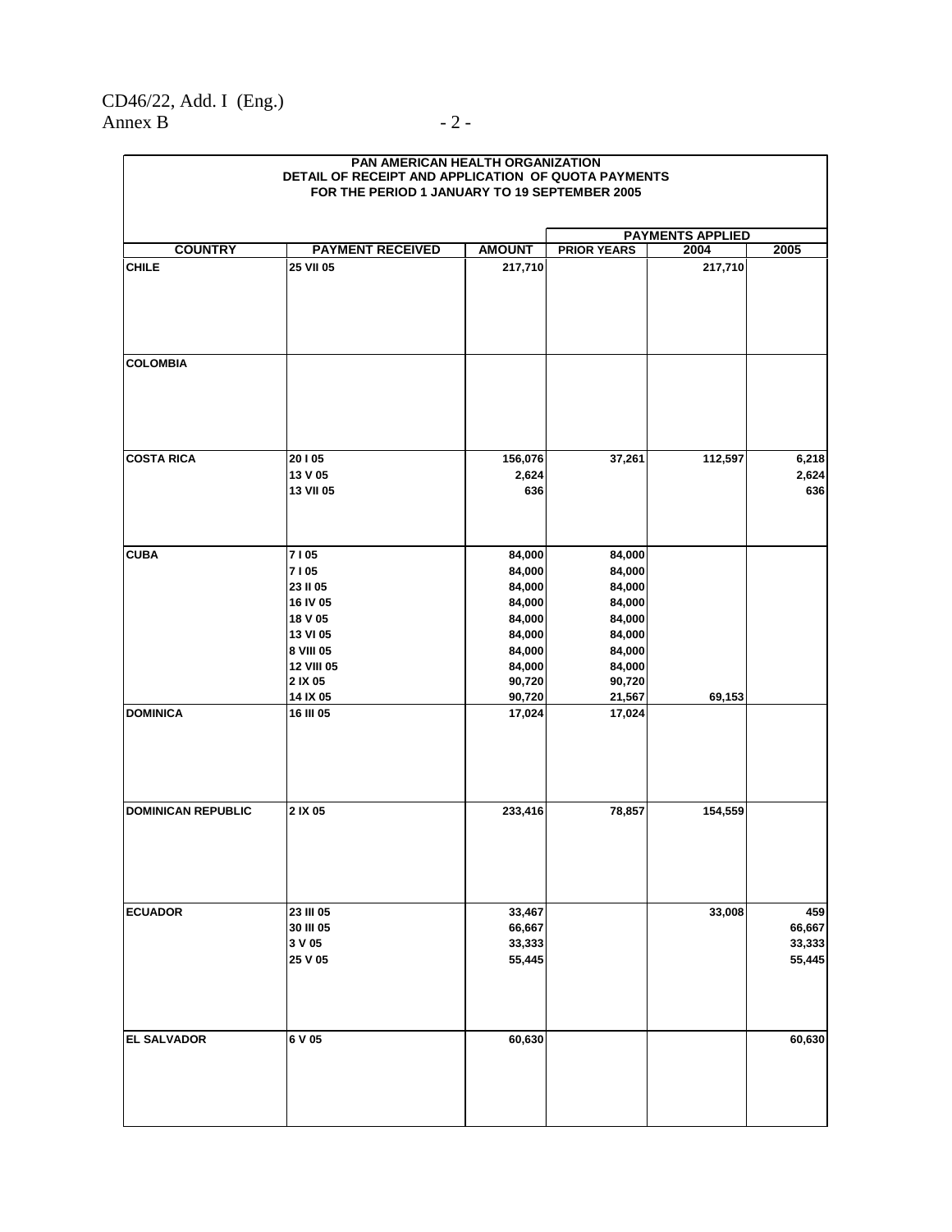**PAN AMERICAN HEALTH ORGANIZATION**
**DETAIL OF RECEIPT AND APPLICATION OF QUOTA PAYMENTS**
**FOR THE PERIOD 1 JANUARY TO 19 SEPTEMBER 2005**

| COUNTRY | PAYMENT RECEIVED | AMOUNT | PAYMENTS APPLIED | | |
|---|---|---|---|---|---|
| | | | PRIOR YEARS | 2004 | 2005 |
| CHILE | 25 VII 05 | 217,710 | | 217,710 | |
| COLOMBIA | | | | | |
| COSTA RICA | 20 I 05 | 156,076 | 37,261 | 112,597 | 6,218 |
| | 13 V 05 | 2,624 | | | 2,624 |
| | 13 VII 05 | 636 | | | 636 |
| CUBA | 7 I 05 | 84,000 | 84,000 | | |
| | 7 I 05 | 84,000 | 84,000 | | |
| | 23 II 05 | 84,000 | 84,000 | | |
| | 16 IV 05 | 84,000 | 84,000 | | |
| | 18 V 05 | 84,000 | 84,000 | | |
| | 13 VI 05 | 84,000 | 84,000 | | |
| | 8 VIII 05 | 84,000 | 84,000 | | |
| | 12 VIII 05 | 84,000 | 84,000 | | |
| | 2 IX 05 | 90,720 | 90,720 | | |
| | 14 IX 05 | 90,720 | 21,567 | 69,153 | |
| DOMINICA | 16 III 05 | 17,024 | 17,024 | | |
| DOMINICAN REPUBLIC | 2 IX 05 | 233,416 | 78,857 | 154,559 | |
| ECUADOR | 23 III 05 | 33,467 | | 33,008 | 459 |
| | 30 III 05 | 66,667 | | | 66,667 |
| | 3 V 05 | 33,333 | | | 33,333 |
| | 25 V 05 | 55,445 | | | 55,445 |
| EL SALVADOR | 6 V 05 | 60,630 | | | 60,630 |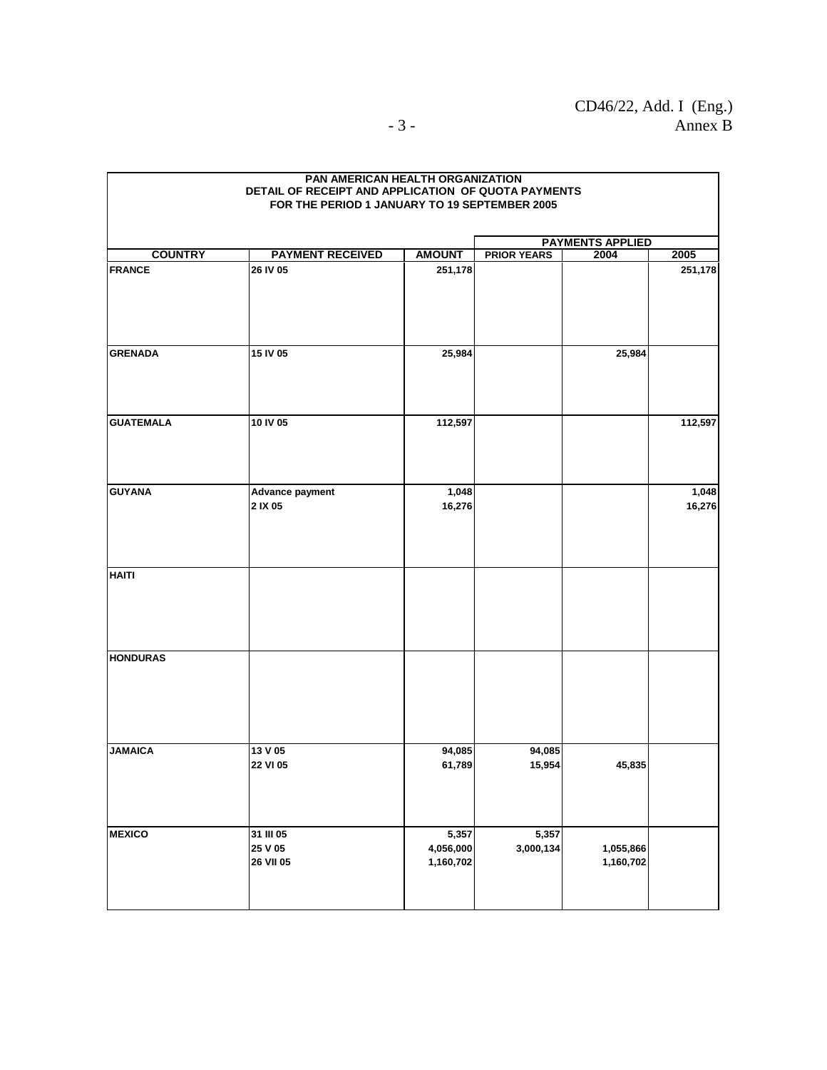**PAN AMERICAN HEALTH ORGANIZATION**
**DETAIL OF RECEIPT AND APPLICATION OF QUOTA PAYMENTS**
**FOR THE PERIOD 1 JANUARY TO 19 SEPTEMBER 2005**

| COUNTRY | PAYMENT RECEIVED | AMOUNT | PAYMENTS APPLIED | | |
|---|---|---|---|---|---|
| | | | PRIOR YEARS | 2004 | 2005 |
| FRANCE | 26 IV 05 | 251,178 | | | 251,178 |
| GRENADA | 15 IV 05 | 25,984 | | 25,984 | |
| GUATEMALA | 10 IV 05 | 112,597 | | | 112,597 |
| GUYANA | Advance payment | 1,048 | | | 1,048 |
| | 2 IX 05 | 16,276 | | | 16,276 |
| HAITI | | | | | |
| HONDURAS | | | | | |
| JAMAICA | 13 V 05 | 94,085 | 94,085 | | |
| | 22 VI 05 | 61,789 | 15,954 | 45,835 | |
| MEXICO | 31 III 05 | 5,357 | 5,357 | | |
| | 25 V 05 | 4,056,000 | 3,000,134 | 1,055,866 | |
| | 26 VII 05 | 1,160,702 | | 1,160,702 | |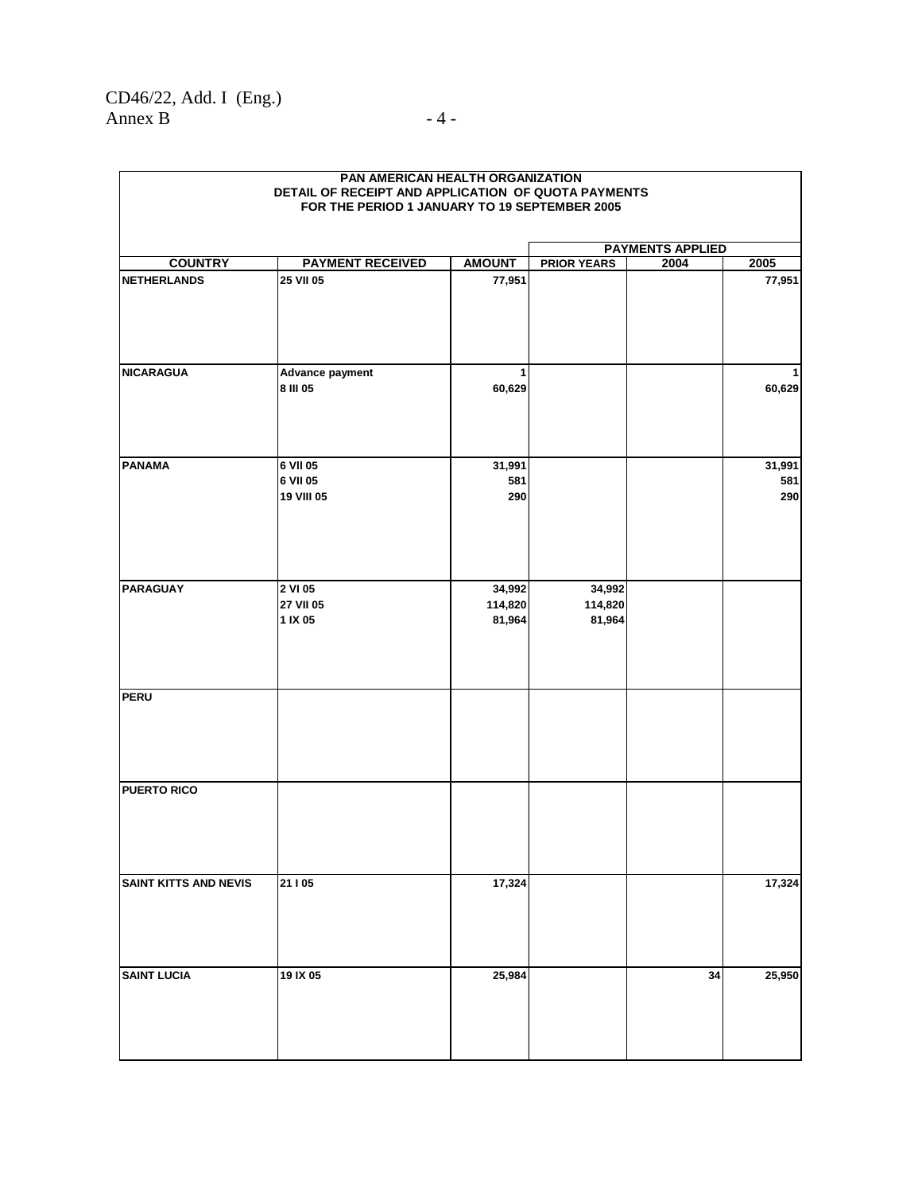**PAN AMERICAN HEALTH ORGANIZATION**
**DETAIL OF RECEIPT AND APPLICATION OF QUOTA PAYMENTS**
**FOR THE PERIOD 1 JANUARY TO 19 SEPTEMBER 2005**

| COUNTRY | PAYMENT RECEIVED | AMOUNT | PAYMENTS APPLIED | | |
|---|---|---|---|---|---|
| | | | PRIOR YEARS | 2004 | 2005 |
| NETHERLANDS | 25 VII 05 | 77,951 | | | 77,951 |
| NICARAGUA | Advance payment | 1 | | | 1 |
| | 8 III 05 | 60,629 | | | 60,629 |
| PANAMA | 6 VII 05 | 31,991 | | | 31,991 |
| | 6 VII 05 | 581 | | | 581 |
| | 19 VIII 05 | 290 | | | 290 |
| PARAGUAY | 2 VI 05 | 34,992 | 34,992 | | |
| | 27 VII 05 | 114,820 | 114,820 | | |
| | 1 IX 05 | 81,964 | 81,964 | | |
| PERU | | | | | |
| PUERTO RICO | | | | | |
| SAINT KITTS AND NEVIS | 21 I 05 | 17,324 | | | 17,324 |
| SAINT LUCIA | 19 IX 05 | 25,984 | | 34 | 25,950 |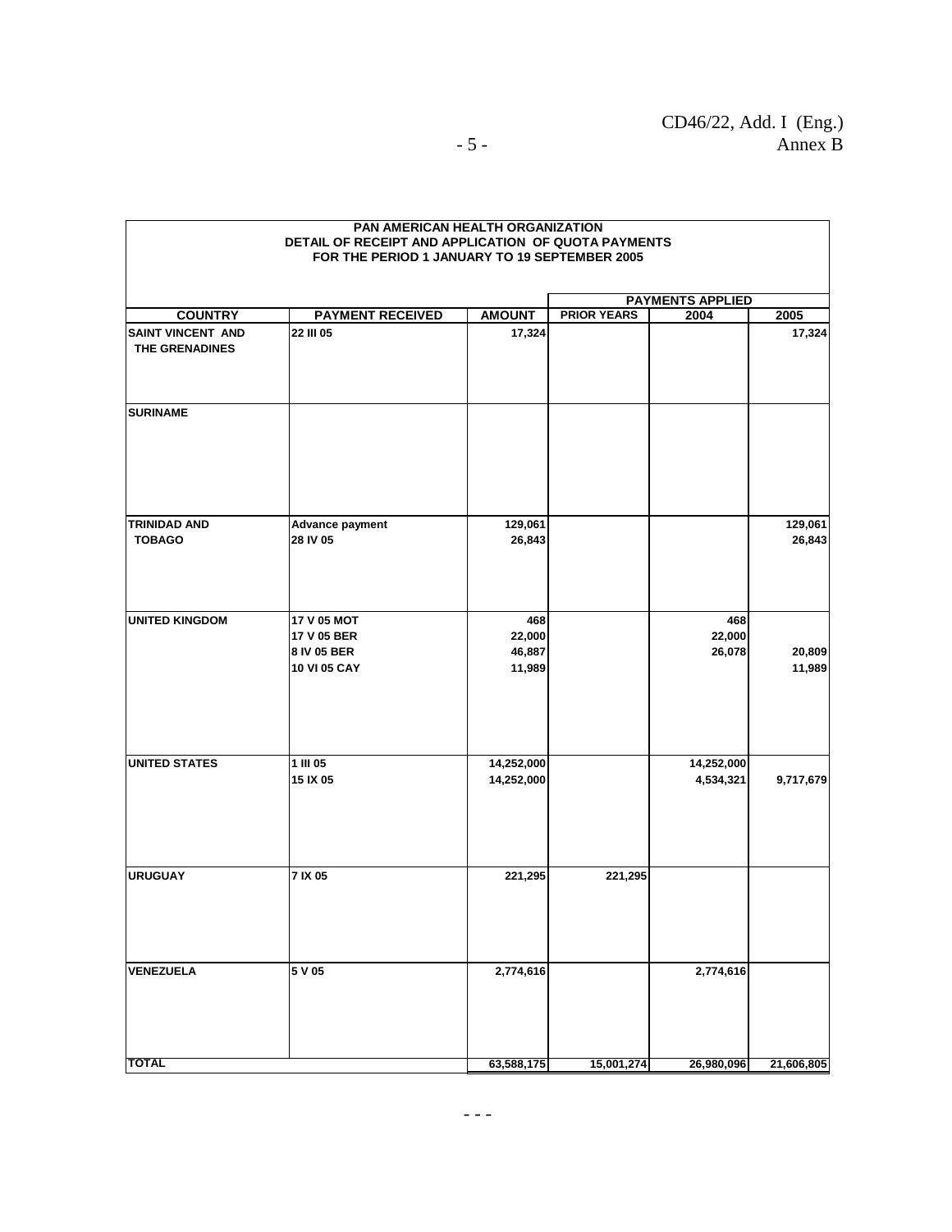**PAN AMERICAN HEALTH ORGANIZATION**
**DETAIL OF RECEIPT AND APPLICATION OF QUOTA PAYMENTS**
**FOR THE PERIOD 1 JANUARY TO 19 SEPTEMBER 2005**

| COUNTRY | PAYMENT RECEIVED | AMOUNT | PAYMENTS APPLIED | | |
|---|---|---|---|---|---|
| | | | PRIOR YEARS | 2004 | 2005 |
| SAINT VINCENT AND THE GRENADINES | 22 III 05 | 17,324 | | | 17,324 |
| SURINAME | | | | | |
| TRINIDAD AND TOBAGO | Advance payment | 129,061 | | | 129,061 |
| | 28 IV 05 | 26,843 | | | 26,843 |
| UNITED KINGDOM | 17 V 05 MOT | 468 | | 468 | |
| | 17 V 05 BER | 22,000 | | 22,000 | |
| | 8 IV 05 BER | 46,887 | | 26,078 | 20,809 |
| | 10 VI 05 CAY | 11,989 | | | 11,989 |
| UNITED STATES | 1 III 05 | 14,252,000 | | 14,252,000 | |
| | 15 IX 05 | 14,252,000 | | 4,534,321 | 9,717,679 |
| URUGUAY | 7 IX 05 | 221,295 | 221,295 | | |
| VENEZUELA | 5 V 05 | 2,774,616 | | 2,774,616 | |
| TOTAL | | 63,588,175 | 15,001,274 | 26,980,096 | 21,606,805 |

- - -